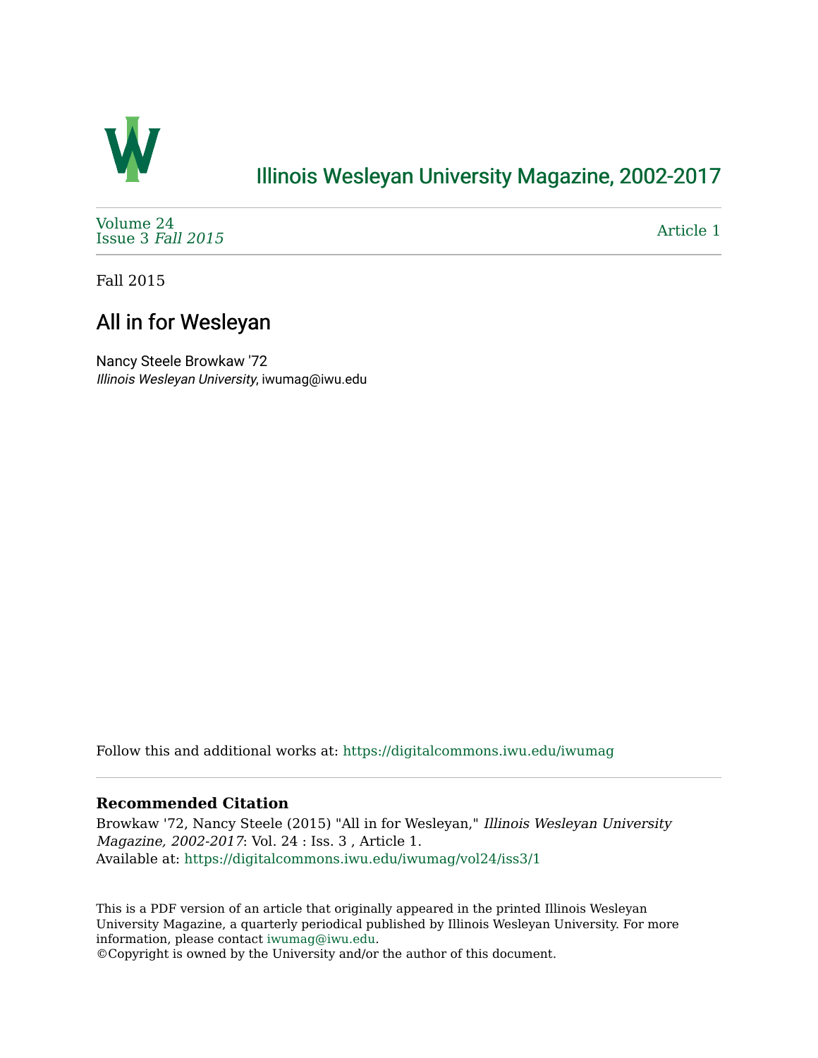# Illinois Wesleyan University Magazine, 2002-2017

Volume 24
Issue 3 *Fall 2015*

Article 1

Fall 2015

## All in for Wesleyan

Nancy Steele Browkaw '72
*Illinois Wesleyan University*, iwumag@iwu.edu

Follow this and additional works at: https://digitalcommons.iwu.edu/iwumag

**Recommended Citation**

Browkaw '72, Nancy Steele (2015) "All in for Wesleyan," *Illinois Wesleyan University Magazine, 2002-2017*: Vol. 24 : Iss. 3 , Article 1.
Available at: https://digitalcommons.iwu.edu/iwumag/vol24/iss3/1

This is a PDF version of an article that originally appeared in the printed Illinois Wesleyan University Magazine, a quarterly periodical published by Illinois Wesleyan University. For more information, please contact iwumag@iwu.edu.
©Copyright is owned by the University and/or the author of this document.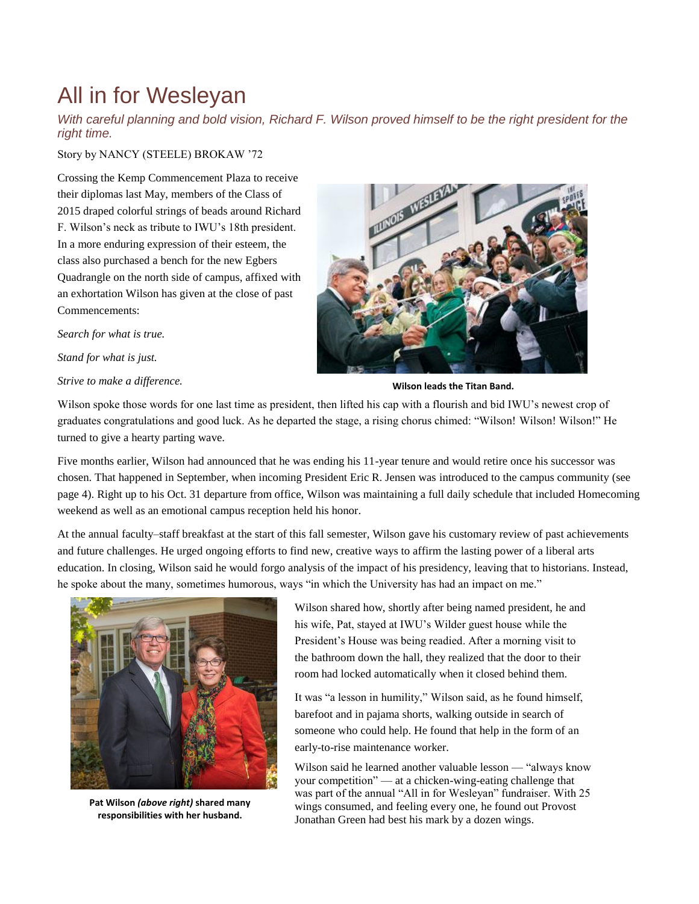# All in for Wesleyan

*With careful planning and bold vision, Richard F. Wilson proved himself to be the right president for the right time.*

Story by NANCY (STEELE) BROKAW '72

Crossing the Kemp Commencement Plaza to receive their diplomas last May, members of the Class of 2015 draped colorful strings of beads around Richard F. Wilson's neck as tribute to IWU's 18th president. In a more enduring expression of their esteem, the class also purchased a bench for the new Egbers Quadrangle on the north side of campus, affixed with an exhortation Wilson has given at the close of past Commencements:

*Search for what is true.*

*Stand for what is just.*

*Strive to make a difference.*

**Wilson leads the Titan Band.**

Wilson spoke those words for one last time as president, then lifted his cap with a flourish and bid IWU's newest crop of graduates congratulations and good luck. As he departed the stage, a rising chorus chimed: "Wilson! Wilson! Wilson!" He turned to give a hearty parting wave.

Five months earlier, Wilson had announced that he was ending his 11-year tenure and would retire once his successor was chosen. That happened in September, when incoming President Eric R. Jensen was introduced to the campus community (see page 4). Right up to his Oct. 31 departure from office, Wilson was maintaining a full daily schedule that included Homecoming weekend as well as an emotional campus reception held his honor.

At the annual faculty–staff breakfast at the start of this fall semester, Wilson gave his customary review of past achievements and future challenges. He urged ongoing efforts to find new, creative ways to affirm the lasting power of a liberal arts education. In closing, Wilson said he would forgo analysis of the impact of his presidency, leaving that to historians. Instead, he spoke about the many, sometimes humorous, ways "in which the University has had an impact on me."

**Pat Wilson *(above right)* shared many responsibilities with her husband.**

Wilson shared how, shortly after being named president, he and his wife, Pat, stayed at IWU's Wilder guest house while the President's House was being readied. After a morning visit to the bathroom down the hall, they realized that the door to their room had locked automatically when it closed behind them.

It was "a lesson in humility," Wilson said, as he found himself, barefoot and in pajama shorts, walking outside in search of someone who could help. He found that help in the form of an early-to-rise maintenance worker.

Wilson said he learned another valuable lesson — "always know your competition" — at a chicken-wing-eating challenge that was part of the annual "All in for Wesleyan" fundraiser. With 25 wings consumed, and feeling every one, he found out Provost Jonathan Green had best his mark by a dozen wings.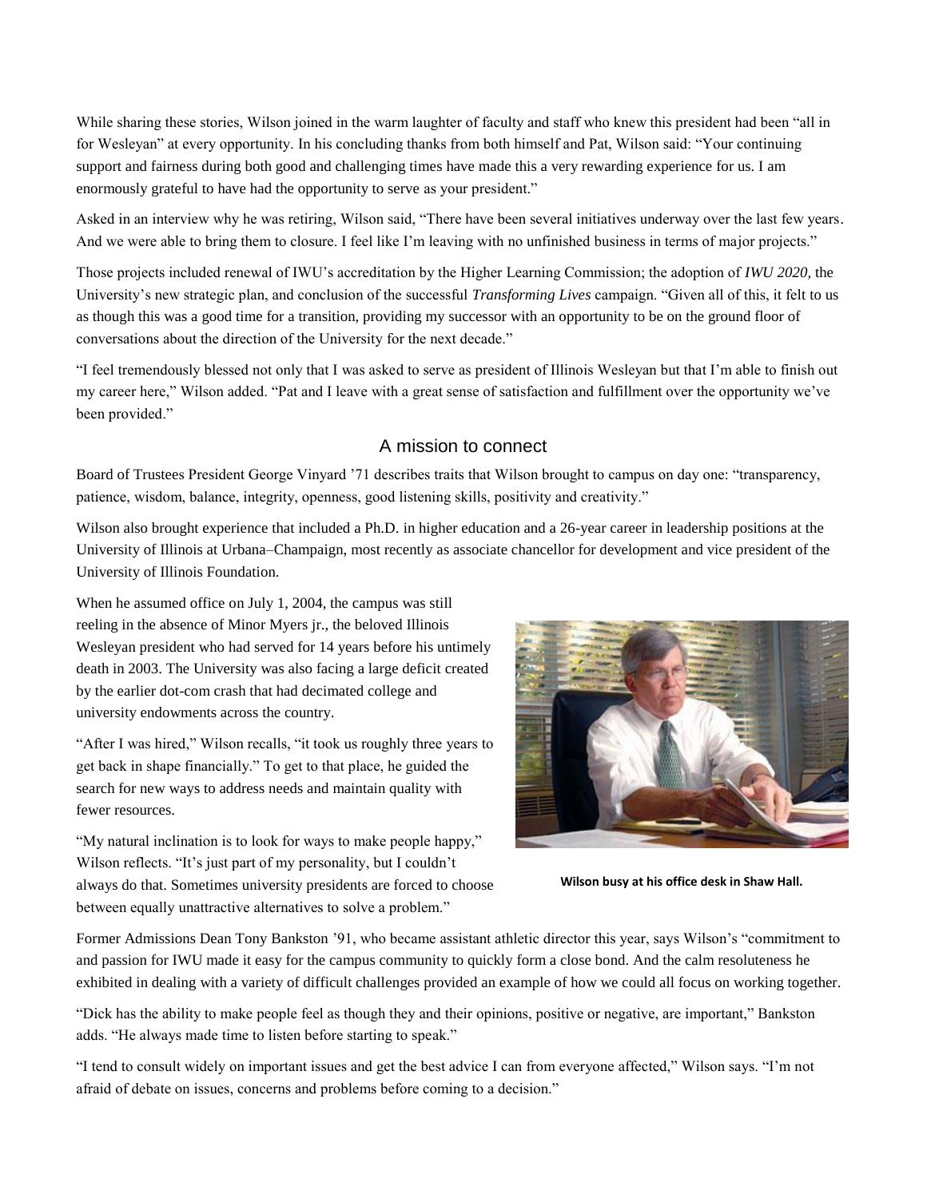While sharing these stories, Wilson joined in the warm laughter of faculty and staff who knew this president had been "all in for Wesleyan" at every opportunity. In his concluding thanks from both himself and Pat, Wilson said: "Your continuing support and fairness during both good and challenging times have made this a very rewarding experience for us. I am enormously grateful to have had the opportunity to serve as your president."

Asked in an interview why he was retiring, Wilson said, "There have been several initiatives underway over the last few years. And we were able to bring them to closure. I feel like I'm leaving with no unfinished business in terms of major projects."

Those projects included renewal of IWU's accreditation by the Higher Learning Commission; the adoption of *IWU 2020*, the University's new strategic plan, and conclusion of the successful *Transforming Lives* campaign. "Given all of this, it felt to us as though this was a good time for a transition, providing my successor with an opportunity to be on the ground floor of conversations about the direction of the University for the next decade."

"I feel tremendously blessed not only that I was asked to serve as president of Illinois Wesleyan but that I'm able to finish out my career here," Wilson added. "Pat and I leave with a great sense of satisfaction and fulfillment over the opportunity we've been provided."

## A mission to connect

Board of Trustees President George Vinyard '71 describes traits that Wilson brought to campus on day one: "transparency, patience, wisdom, balance, integrity, openness, good listening skills, positivity and creativity."

Wilson also brought experience that included a Ph.D. in higher education and a 26-year career in leadership positions at the University of Illinois at Urbana–Champaign, most recently as associate chancellor for development and vice president of the University of Illinois Foundation.

When he assumed office on July 1, 2004, the campus was still reeling in the absence of Minor Myers jr., the beloved Illinois Wesleyan president who had served for 14 years before his untimely death in 2003. The University was also facing a large deficit created by the earlier dot-com crash that had decimated college and university endowments across the country.

"After I was hired," Wilson recalls, "it took us roughly three years to get back in shape financially." To get to that place, he guided the search for new ways to address needs and maintain quality with fewer resources.

"My natural inclination is to look for ways to make people happy," Wilson reflects. "It's just part of my personality, but I couldn't always do that. Sometimes university presidents are forced to choose between equally unattractive alternatives to solve a problem."

**Wilson busy at his office desk in Shaw Hall.**

Former Admissions Dean Tony Bankston '91, who became assistant athletic director this year, says Wilson's "commitment to and passion for IWU made it easy for the campus community to quickly form a close bond. And the calm resoluteness he exhibited in dealing with a variety of difficult challenges provided an example of how we could all focus on working together.

"Dick has the ability to make people feel as though they and their opinions, positive or negative, are important," Bankston adds. "He always made time to listen before starting to speak."

"I tend to consult widely on important issues and get the best advice I can from everyone affected," Wilson says. "I'm not afraid of debate on issues, concerns and problems before coming to a decision."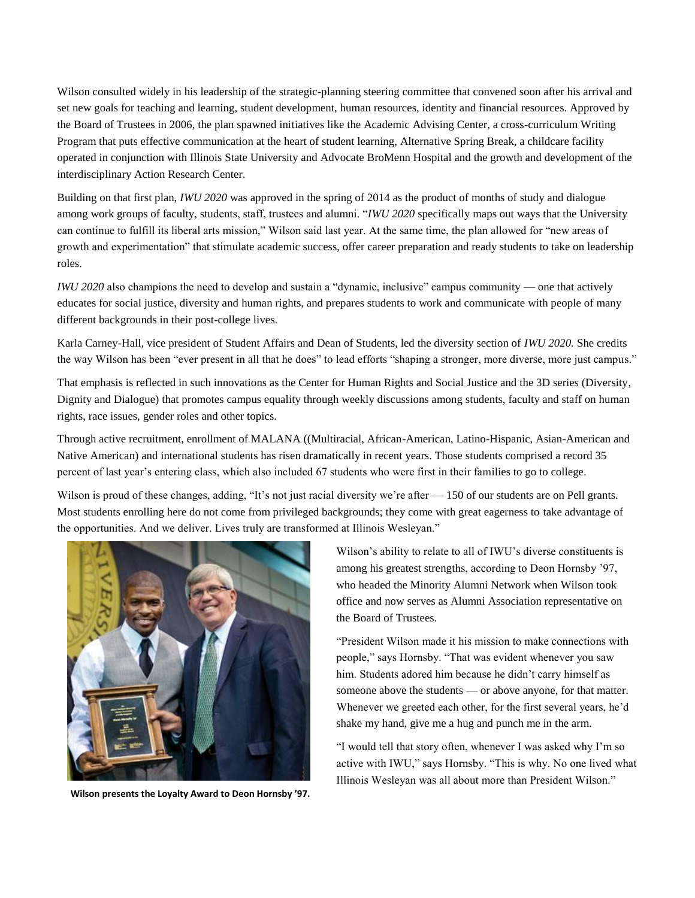Wilson consulted widely in his leadership of the strategic-planning steering committee that convened soon after his arrival and set new goals for teaching and learning, student development, human resources, identity and financial resources. Approved by the Board of Trustees in 2006, the plan spawned initiatives like the Academic Advising Center, a cross-curriculum Writing Program that puts effective communication at the heart of student learning, Alternative Spring Break, a childcare facility operated in conjunction with Illinois State University and Advocate BroMenn Hospital and the growth and development of the interdisciplinary Action Research Center.

Building on that first plan, *IWU 2020* was approved in the spring of 2014 as the product of months of study and dialogue among work groups of faculty, students, staff, trustees and alumni. "*IWU 2020* specifically maps out ways that the University can continue to fulfill its liberal arts mission," Wilson said last year. At the same time, the plan allowed for "new areas of growth and experimentation" that stimulate academic success, offer career preparation and ready students to take on leadership roles.

*IWU 2020* also champions the need to develop and sustain a "dynamic, inclusive" campus community — one that actively educates for social justice, diversity and human rights, and prepares students to work and communicate with people of many different backgrounds in their post-college lives.

Karla Carney-Hall, vice president of Student Affairs and Dean of Students, led the diversity section of *IWU 2020.* She credits the way Wilson has been "ever present in all that he does" to lead efforts "shaping a stronger, more diverse, more just campus."

That emphasis is reflected in such innovations as the Center for Human Rights and Social Justice and the 3D series (Diversity, Dignity and Dialogue) that promotes campus equality through weekly discussions among students, faculty and staff on human rights, race issues, gender roles and other topics.

Through active recruitment, enrollment of MALANA ((Multiracial, African-American, Latino-Hispanic, Asian-American and Native American) and international students has risen dramatically in recent years. Those students comprised a record 35 percent of last year's entering class, which also included 67 students who were first in their families to go to college.

Wilson is proud of these changes, adding, "It's not just racial diversity we're after — 150 of our students are on Pell grants. Most students enrolling here do not come from privileged backgrounds; they come with great eagerness to take advantage of the opportunities. And we deliver. Lives truly are transformed at Illinois Wesleyan."

**Wilson presents the Loyalty Award to Deon Hornsby '97.**

Wilson's ability to relate to all of IWU's diverse constituents is among his greatest strengths, according to Deon Hornsby '97, who headed the Minority Alumni Network when Wilson took office and now serves as Alumni Association representative on the Board of Trustees.

"President Wilson made it his mission to make connections with people," says Hornsby. "That was evident whenever you saw him. Students adored him because he didn't carry himself as someone above the students — or above anyone, for that matter. Whenever we greeted each other, for the first several years, he'd shake my hand, give me a hug and punch me in the arm.

"I would tell that story often, whenever I was asked why I'm so active with IWU," says Hornsby. "This is why. No one lived what Illinois Wesleyan was all about more than President Wilson."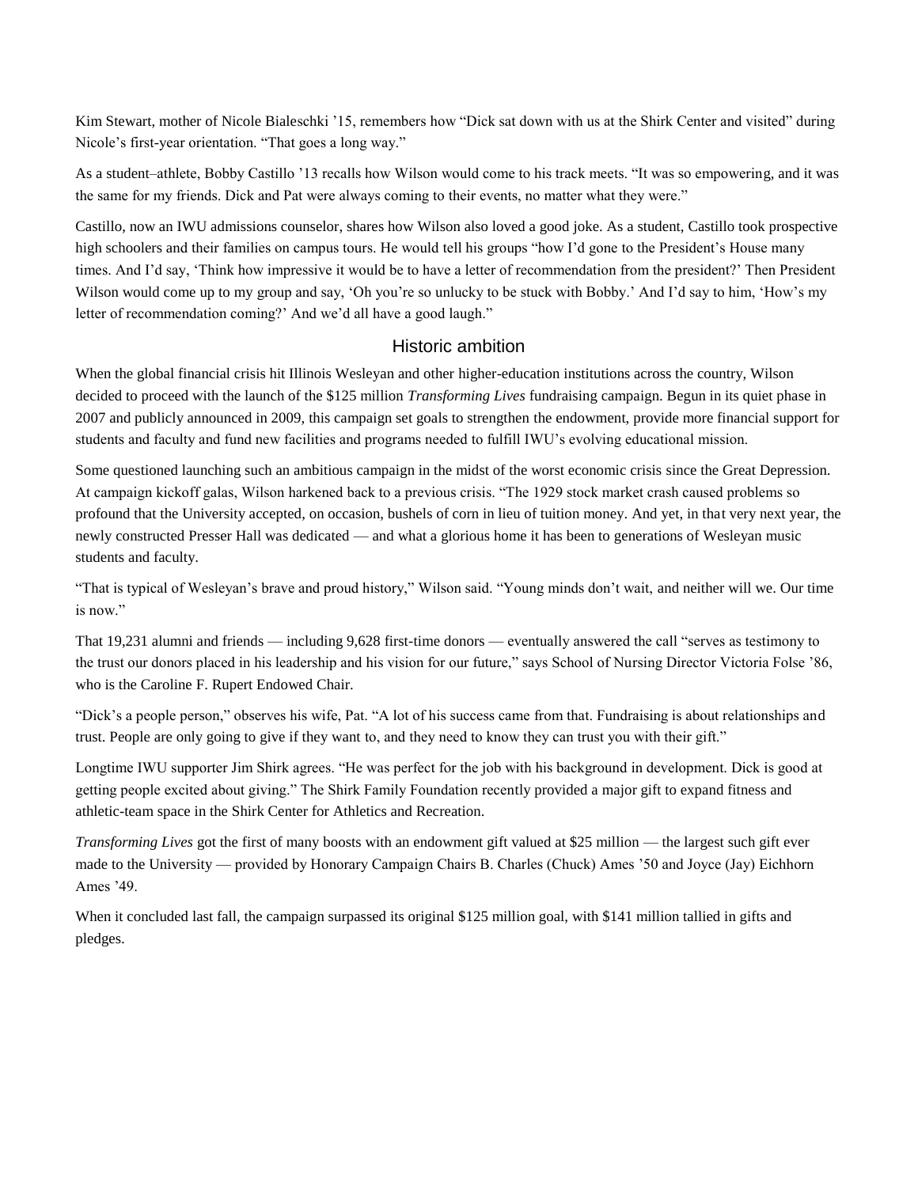Kim Stewart, mother of Nicole Bialeschki ’15, remembers how “Dick sat down with us at the Shirk Center and visited” during Nicole’s first-year orientation. “That goes a long way.”

As a student–athlete, Bobby Castillo ’13 recalls how Wilson would come to his track meets. “It was so empowering, and it was the same for my friends. Dick and Pat were always coming to their events, no matter what they were.”

Castillo, now an IWU admissions counselor, shares how Wilson also loved a good joke. As a student, Castillo took prospective high schoolers and their families on campus tours. He would tell his groups “how I’d gone to the President’s House many times. And I’d say, ‘Think how impressive it would be to have a letter of recommendation from the president?’ Then President Wilson would come up to my group and say, ‘Oh you’re so unlucky to be stuck with Bobby.’ And I’d say to him, ‘How’s my letter of recommendation coming?’ And we’d all have a good laugh.”

## Historic ambition

When the global financial crisis hit Illinois Wesleyan and other higher-education institutions across the country, Wilson decided to proceed with the launch of the $125 million *Transforming Lives* fundraising campaign. Begun in its quiet phase in 2007 and publicly announced in 2009, this campaign set goals to strengthen the endowment, provide more financial support for students and faculty and fund new facilities and programs needed to fulfill IWU’s evolving educational mission.

Some questioned launching such an ambitious campaign in the midst of the worst economic crisis since the Great Depression. At campaign kickoff galas, Wilson harkened back to a previous crisis. “The 1929 stock market crash caused problems so profound that the University accepted, on occasion, bushels of corn in lieu of tuition money. And yet, in that very next year, the newly constructed Presser Hall was dedicated — and what a glorious home it has been to generations of Wesleyan music students and faculty.

“That is typical of Wesleyan’s brave and proud history,” Wilson said. “Young minds don’t wait, and neither will we. Our time is now.”

That 19,231 alumni and friends — including 9,628 first-time donors — eventually answered the call “serves as testimony to the trust our donors placed in his leadership and his vision for our future,” says School of Nursing Director Victoria Folse ’86, who is the Caroline F. Rupert Endowed Chair.

“Dick’s a people person,” observes his wife, Pat. “A lot of his success came from that. Fundraising is about relationships and trust. People are only going to give if they want to, and they need to know they can trust you with their gift.”

Longtime IWU supporter Jim Shirk agrees. “He was perfect for the job with his background in development. Dick is good at getting people excited about giving.” The Shirk Family Foundation recently provided a major gift to expand fitness and athletic-team space in the Shirk Center for Athletics and Recreation.

*Transforming Lives* got the first of many boosts with an endowment gift valued at $25 million — the largest such gift ever made to the University — provided by Honorary Campaign Chairs B. Charles (Chuck) Ames ’50 and Joyce (Jay) Eichhorn Ames ’49.

When it concluded last fall, the campaign surpassed its original $125 million goal, with $141 million tallied in gifts and pledges.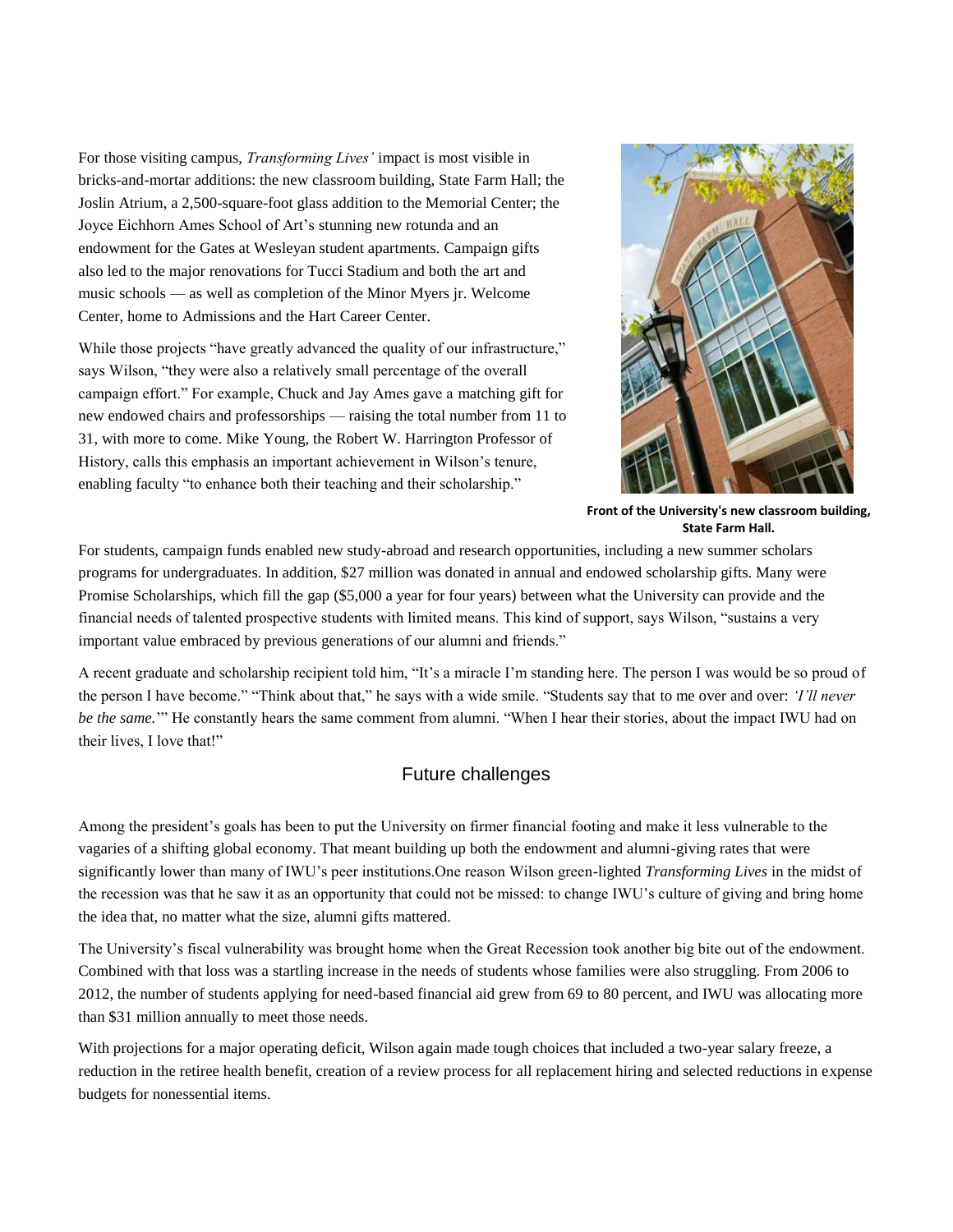For those visiting campus, *Transforming Lives'* impact is most visible in bricks-and-mortar additions: the new classroom building, State Farm Hall; the Joslin Atrium, a 2,500-square-foot glass addition to the Memorial Center; the Joyce Eichhorn Ames School of Art's stunning new rotunda and an endowment for the Gates at Wesleyan student apartments. Campaign gifts also led to the major renovations for Tucci Stadium and both the art and music schools — as well as completion of the Minor Myers jr. Welcome Center, home to Admissions and the Hart Career Center.

While those projects "have greatly advanced the quality of our infrastructure," says Wilson, "they were also a relatively small percentage of the overall campaign effort." For example, Chuck and Jay Ames gave a matching gift for new endowed chairs and professorships — raising the total number from 11 to 31, with more to come. Mike Young, the Robert W. Harrington Professor of History, calls this emphasis an important achievement in Wilson's tenure, enabling faculty "to enhance both their teaching and their scholarship."

**Front of the University's new classroom building, State Farm Hall.**

For students, campaign funds enabled new study-abroad and research opportunities, including a new summer scholars programs for undergraduates. In addition, $27 million was donated in annual and endowed scholarship gifts. Many were Promise Scholarships, which fill the gap ($5,000 a year for four years) between what the University can provide and the financial needs of talented prospective students with limited means. This kind of support, says Wilson, "sustains a very important value embraced by previous generations of our alumni and friends."

A recent graduate and scholarship recipient told him, "It's a miracle I'm standing here. The person I was would be so proud of the person I have become." "Think about that," he says with a wide smile. "Students say that to me over and over: *'I'll never be the same.'*" He constantly hears the same comment from alumni. "When I hear their stories, about the impact IWU had on their lives, I love that!"

## Future challenges

Among the president's goals has been to put the University on firmer financial footing and make it less vulnerable to the vagaries of a shifting global economy. That meant building up both the endowment and alumni-giving rates that were significantly lower than many of IWU's peer institutions.One reason Wilson green-lighted *Transforming Lives* in the midst of the recession was that he saw it as an opportunity that could not be missed: to change IWU's culture of giving and bring home the idea that, no matter what the size, alumni gifts mattered.

The University's fiscal vulnerability was brought home when the Great Recession took another big bite out of the endowment. Combined with that loss was a startling increase in the needs of students whose families were also struggling. From 2006 to 2012, the number of students applying for need-based financial aid grew from 69 to 80 percent, and IWU was allocating more than $31 million annually to meet those needs.

With projections for a major operating deficit, Wilson again made tough choices that included a two-year salary freeze, a reduction in the retiree health benefit, creation of a review process for all replacement hiring and selected reductions in expense budgets for nonessential items.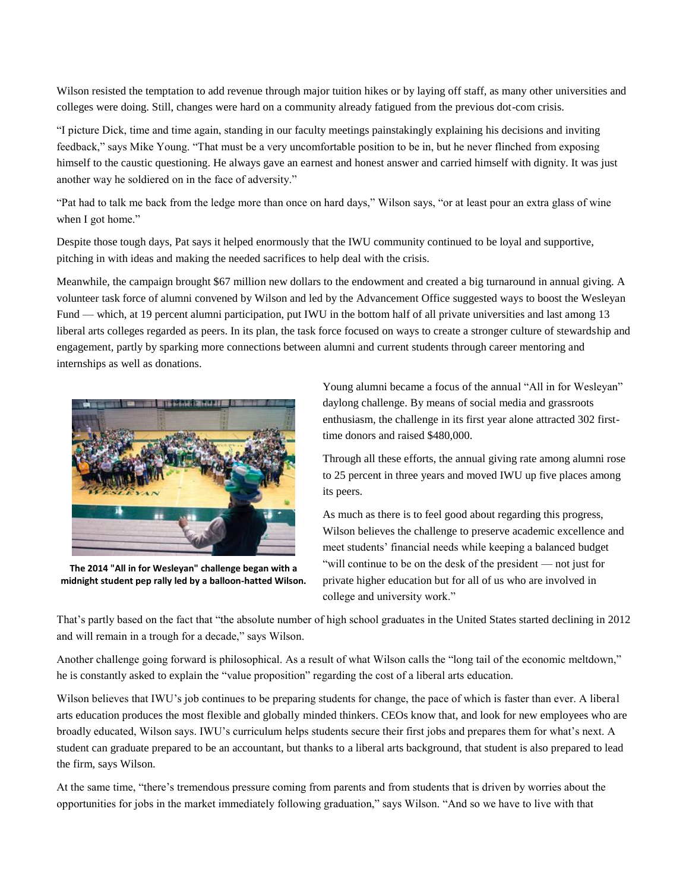Wilson resisted the temptation to add revenue through major tuition hikes or by laying off staff, as many other universities and colleges were doing. Still, changes were hard on a community already fatigued from the previous dot-com crisis.

"I picture Dick, time and time again, standing in our faculty meetings painstakingly explaining his decisions and inviting feedback," says Mike Young. "That must be a very uncomfortable position to be in, but he never flinched from exposing himself to the caustic questioning. He always gave an earnest and honest answer and carried himself with dignity. It was just another way he soldiered on in the face of adversity."

"Pat had to talk me back from the ledge more than once on hard days," Wilson says, "or at least pour an extra glass of wine when I got home."

Despite those tough days, Pat says it helped enormously that the IWU community continued to be loyal and supportive, pitching in with ideas and making the needed sacrifices to help deal with the crisis.

Meanwhile, the campaign brought $67 million new dollars to the endowment and created a big turnaround in annual giving. A volunteer task force of alumni convened by Wilson and led by the Advancement Office suggested ways to boost the Wesleyan Fund — which, at 19 percent alumni participation, put IWU in the bottom half of all private universities and last among 13 liberal arts colleges regarded as peers. In its plan, the task force focused on ways to create a stronger culture of stewardship and engagement, partly by sparking more connections between alumni and current students through career mentoring and internships as well as donations.

**The 2014 "All in for Wesleyan" challenge began with a midnight student pep rally led by a balloon-hatted Wilson.**

Young alumni became a focus of the annual "All in for Wesleyan" daylong challenge. By means of social media and grassroots enthusiasm, the challenge in its first year alone attracted 302 first-time donors and raised $480,000.

Through all these efforts, the annual giving rate among alumni rose to 25 percent in three years and moved IWU up five places among its peers.

As much as there is to feel good about regarding this progress, Wilson believes the challenge to preserve academic excellence and meet students' financial needs while keeping a balanced budget "will continue to be on the desk of the president — not just for private higher education but for all of us who are involved in college and university work."

That's partly based on the fact that "the absolute number of high school graduates in the United States started declining in 2012 and will remain in a trough for a decade," says Wilson.

Another challenge going forward is philosophical. As a result of what Wilson calls the "long tail of the economic meltdown," he is constantly asked to explain the "value proposition" regarding the cost of a liberal arts education.

Wilson believes that IWU's job continues to be preparing students for change, the pace of which is faster than ever. A liberal arts education produces the most flexible and globally minded thinkers. CEOs know that, and look for new employees who are broadly educated, Wilson says. IWU's curriculum helps students secure their first jobs and prepares them for what's next. A student can graduate prepared to be an accountant, but thanks to a liberal arts background, that student is also prepared to lead the firm, says Wilson.

At the same time, "there's tremendous pressure coming from parents and from students that is driven by worries about the opportunities for jobs in the market immediately following graduation," says Wilson. "And so we have to live with that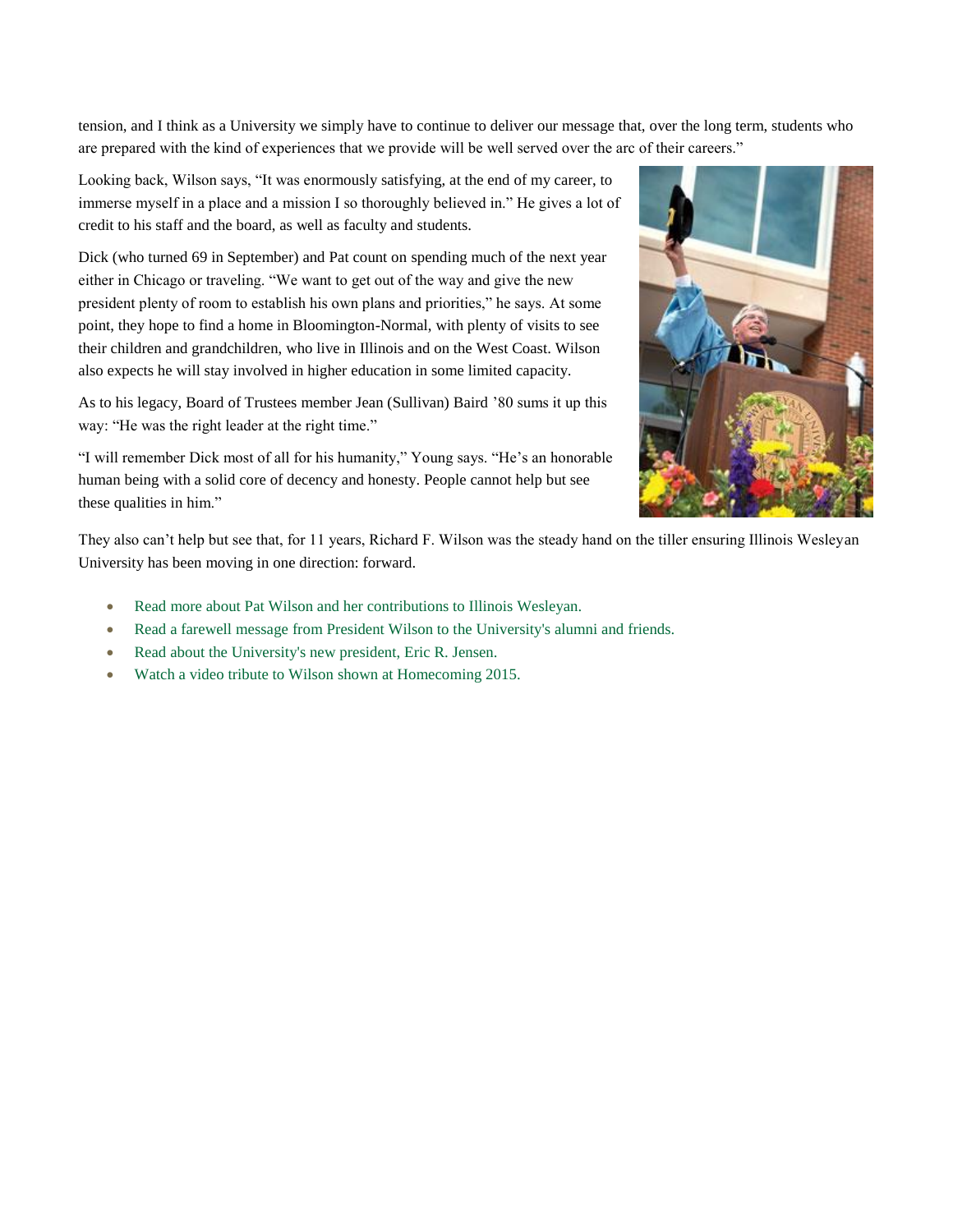tension, and I think as a University we simply have to continue to deliver our message that, over the long term, students who are prepared with the kind of experiences that we provide will be well served over the arc of their careers."

Looking back, Wilson says, "It was enormously satisfying, at the end of my career, to immerse myself in a place and a mission I so thoroughly believed in." He gives a lot of credit to his staff and the board, as well as faculty and students.

Dick (who turned 69 in September) and Pat count on spending much of the next year either in Chicago or traveling. "We want to get out of the way and give the new president plenty of room to establish his own plans and priorities," he says. At some point, they hope to find a home in Bloomington-Normal, with plenty of visits to see their children and grandchildren, who live in Illinois and on the West Coast. Wilson also expects he will stay involved in higher education in some limited capacity.

As to his legacy, Board of Trustees member Jean (Sullivan) Baird '80 sums it up this way: "He was the right leader at the right time."

"I will remember Dick most of all for his humanity," Young says. "He's an honorable human being with a solid core of decency and honesty. People cannot help but see these qualities in him."

They also can't help but see that, for 11 years, Richard F. Wilson was the steady hand on the tiller ensuring Illinois Wesleyan University has been moving in one direction: forward.

- Read more about Pat Wilson and her contributions to Illinois Wesleyan.
- Read a farewell message from President Wilson to the University's alumni and friends.
- Read about the University's new president, Eric R. Jensen.
- Watch a video tribute to Wilson shown at Homecoming 2015.